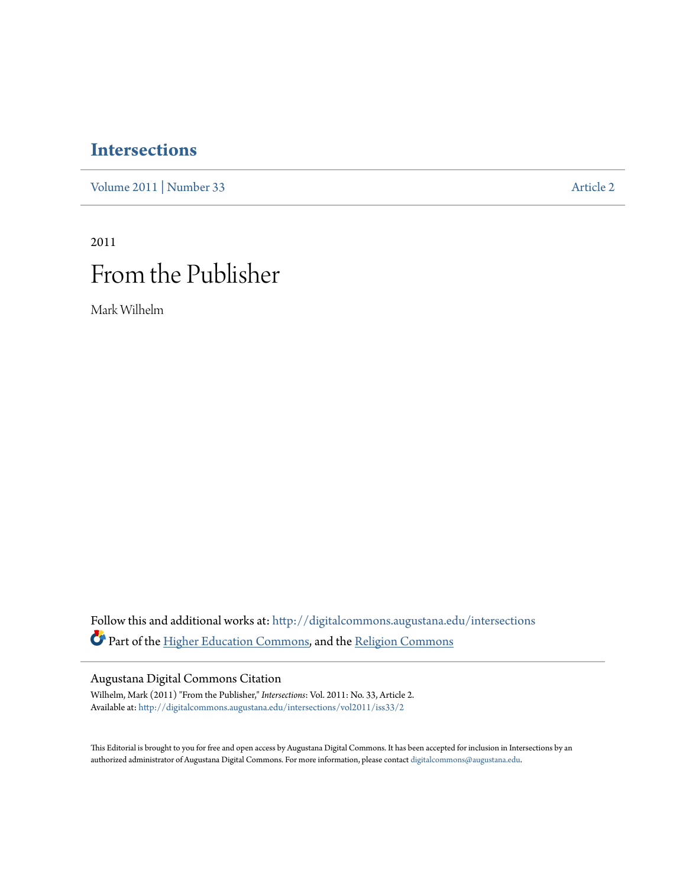# Intersections

Volume 2011 | Number 33 Article 2

2011

# From the Publisher

Mark Wilhelm

Follow this and additional works at: http://digitalcommons.augustana.edu/intersections

Part of the Higher Education Commons, and the Religion Commons

## Augustana Digital Commons Citation

Wilhelm, Mark (2011) "From the Publisher," *Intersections*: Vol. 2011: No. 33, Article 2.
Available at: http://digitalcommons.augustana.edu/intersections/vol2011/iss33/2

This Editorial is brought to you for free and open access by Augustana Digital Commons. It has been accepted for inclusion in Intersections by an authorized administrator of Augustana Digital Commons. For more information, please contact digitalcommons@augustana.edu.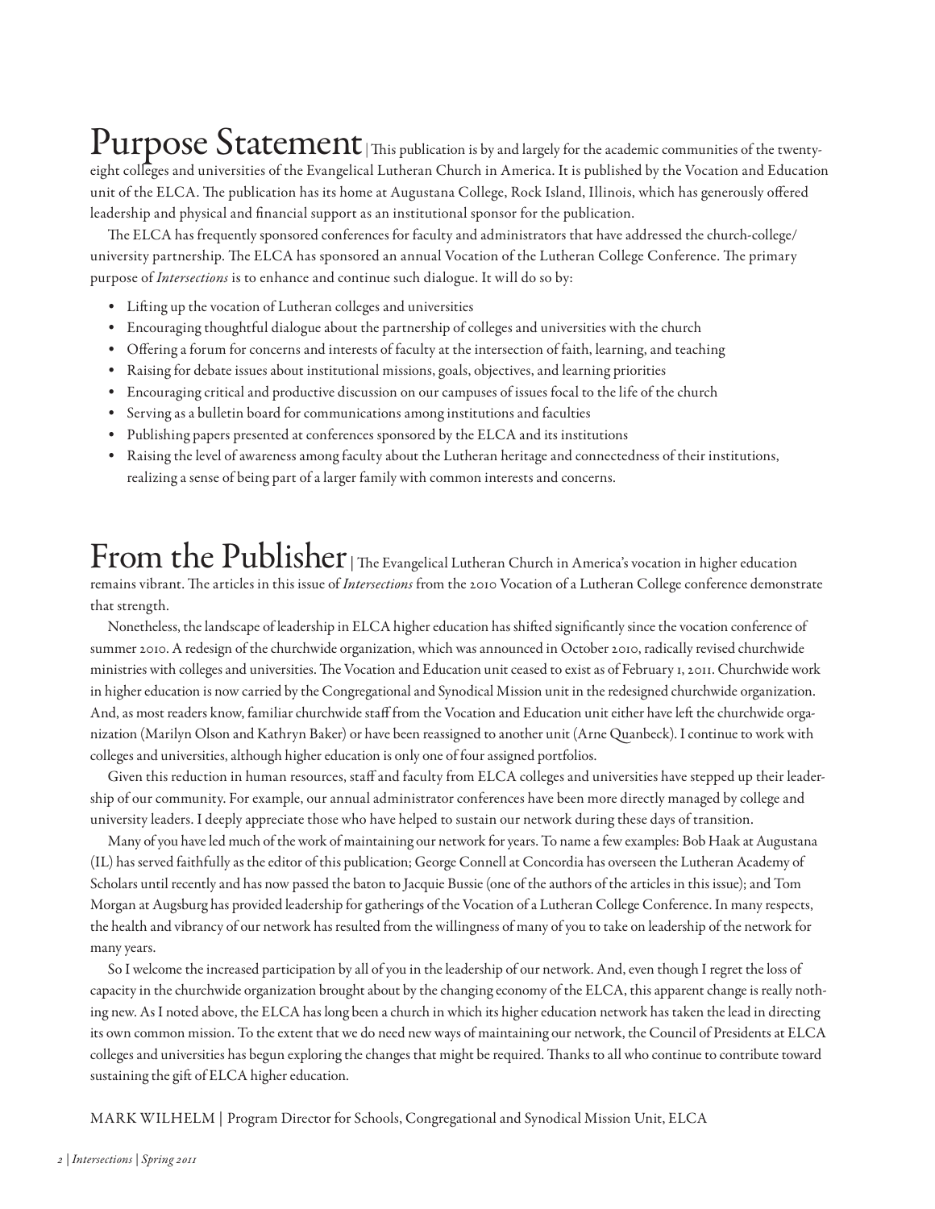## Purpose Statement

This publication is by and largely for the academic communities of the twenty-eight colleges and universities of the Evangelical Lutheran Church in America. It is published by the Vocation and Education unit of the ELCA. The publication has its home at Augustana College, Rock Island, Illinois, which has generously offered leadership and physical and financial support as an institutional sponsor for the publication.

The ELCA has frequently sponsored conferences for faculty and administrators that have addressed the church-college/university partnership. The ELCA has sponsored an annual Vocation of the Lutheran College Conference. The primary purpose of *Intersections* is to enhance and continue such dialogue. It will do so by:

- Lifting up the vocation of Lutheran colleges and universities
- Encouraging thoughtful dialogue about the partnership of colleges and universities with the church
- Offering a forum for concerns and interests of faculty at the intersection of faith, learning, and teaching
- Raising for debate issues about institutional missions, goals, objectives, and learning priorities
- Encouraging critical and productive discussion on our campuses of issues focal to the life of the church
- Serving as a bulletin board for communications among institutions and faculties
- Publishing papers presented at conferences sponsored by the ELCA and its institutions
- Raising the level of awareness among faculty about the Lutheran heritage and connectedness of their institutions, realizing a sense of being part of a larger family with common interests and concerns.

## From the Publisher

The Evangelical Lutheran Church in America's vocation in higher education remains vibrant. The articles in this issue of *Intersections* from the 2010 Vocation of a Lutheran College conference demonstrate that strength.

Nonetheless, the landscape of leadership in ELCA higher education has shifted significantly since the vocation conference of summer 2010. A redesign of the churchwide organization, which was announced in October 2010, radically revised churchwide ministries with colleges and universities. The Vocation and Education unit ceased to exist as of February 1, 2011. Churchwide work in higher education is now carried by the Congregational and Synodical Mission unit in the redesigned churchwide organization. And, as most readers know, familiar churchwide staff from the Vocation and Education unit either have left the churchwide organization (Marilyn Olson and Kathryn Baker) or have been reassigned to another unit (Arne Quanbeck). I continue to work with colleges and universities, although higher education is only one of four assigned portfolios.

Given this reduction in human resources, staff and faculty from ELCA colleges and universities have stepped up their leadership of our community. For example, our annual administrator conferences have been more directly managed by college and university leaders. I deeply appreciate those who have helped to sustain our network during these days of transition.

Many of you have led much of the work of maintaining our network for years. To name a few examples: Bob Haak at Augustana (IL) has served faithfully as the editor of this publication; George Connell at Concordia has overseen the Lutheran Academy of Scholars until recently and has now passed the baton to Jacquie Bussie (one of the authors of the articles in this issue); and Tom Morgan at Augsburg has provided leadership for gatherings of the Vocation of a Lutheran College Conference. In many respects, the health and vibrancy of our network has resulted from the willingness of many of you to take on leadership of the network for many years.

So I welcome the increased participation by all of you in the leadership of our network. And, even though I regret the loss of capacity in the churchwide organization brought about by the changing economy of the ELCA, this apparent change is really nothing new. As I noted above, the ELCA has long been a church in which its higher education network has taken the lead in directing its own common mission. To the extent that we do need new ways of maintaining our network, the Council of Presidents at ELCA colleges and universities has begun exploring the changes that might be required. Thanks to all who continue to contribute toward sustaining the gift of ELCA higher education.

MARK WILHELM | Program Director for Schools, Congregational and Synodical Mission Unit, ELCA